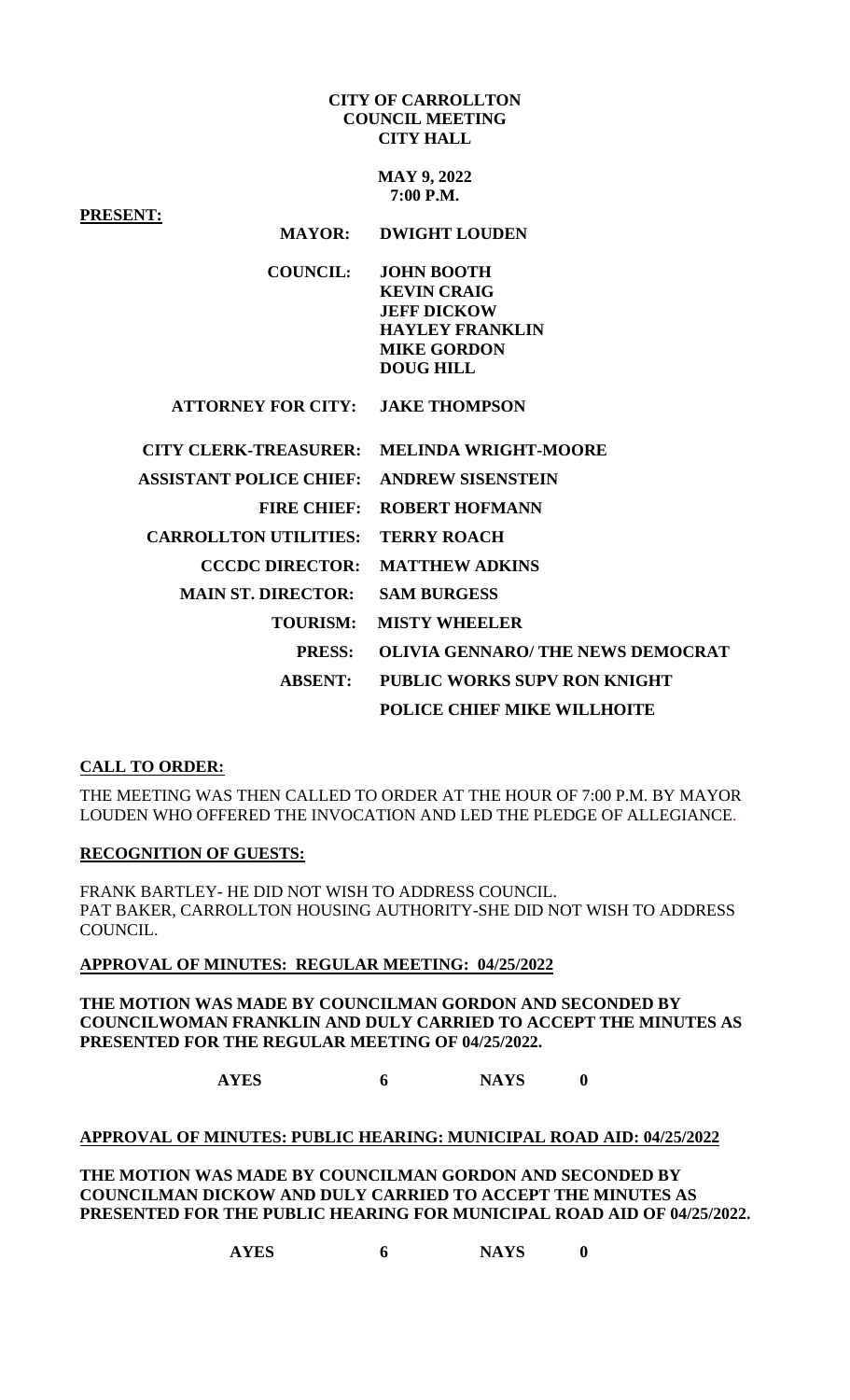**CITY OF CARROLLTON**
**COUNCIL MEETING**
**CITY HALL**

**MAY 9, 2022**
**7:00 P.M.**

**PRESENT:**

| | |
|---|---|
| **MAYOR:** | **DWIGHT LOUDEN** |
| **COUNCIL:** | **JOHN BOOTH**<br>**KEVIN CRAIG**<br>**JEFF DICKOW**<br>**HAYLEY FRANKLIN**<br>**MIKE GORDON**<br>**DOUG HILL** |
| **ATTORNEY FOR CITY:** | **JAKE THOMPSON** |
| **CITY CLERK-TREASURER:** | **MELINDA WRIGHT-MOORE** |
| **ASSISTANT POLICE CHIEF:** | **ANDREW SISENSTEIN** |
| **FIRE CHIEF:** | **ROBERT HOFMANN** |
| **CARROLLTON UTILITIES:** | **TERRY ROACH** |
| **CCCDC DIRECTOR:** | **MATTHEW ADKINS** |
| **MAIN ST. DIRECTOR:** | **SAM BURGESS** |
| **TOURISM:** | **MISTY WHEELER** |
| **PRESS:** | **OLIVIA GENNARO/ THE NEWS DEMOCRAT** |
| **ABSENT:** | **PUBLIC WORKS SUPV RON KNIGHT**<br>**POLICE CHIEF MIKE WILLHOITE** |

**CALL TO ORDER:**

THE MEETING WAS THEN CALLED TO ORDER AT THE HOUR OF 7:00 P.M. BY MAYOR LOUDEN WHO OFFERED THE INVOCATION AND LED THE PLEDGE OF ALLEGIANCE.

**RECOGNITION OF GUESTS:**

FRANK BARTLEY- HE DID NOT WISH TO ADDRESS COUNCIL.
PAT BAKER, CARROLLTON HOUSING AUTHORITY-SHE DID NOT WISH TO ADDRESS COUNCIL.

**APPROVAL OF MINUTES: REGULAR MEETING: 04/25/2022**

**THE MOTION WAS MADE BY COUNCILMAN GORDON AND SECONDED BY COUNCILWOMAN FRANKLIN AND DULY CARRIED TO ACCEPT THE MINUTES AS PRESENTED FOR THE REGULAR MEETING OF 04/25/2022.**

**AYES 6 NAYS 0**

**APPROVAL OF MINUTES: PUBLIC HEARING: MUNICIPAL ROAD AID: 04/25/2022**

**THE MOTION WAS MADE BY COUNCILMAN GORDON AND SECONDED BY COUNCILMAN DICKOW AND DULY CARRIED TO ACCEPT THE MINUTES AS PRESENTED FOR THE PUBLIC HEARING FOR MUNICIPAL ROAD AID OF 04/25/2022.**

**AYES 6 NAYS 0**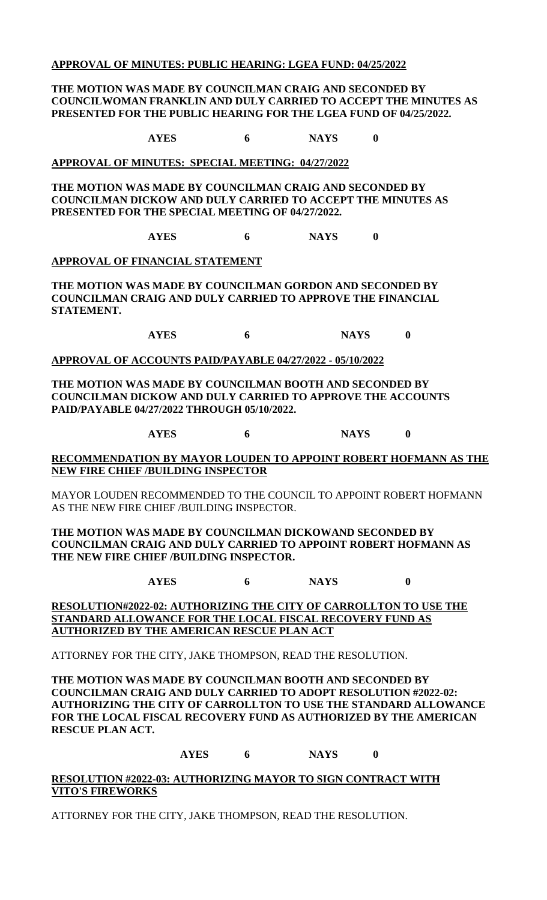**APPROVAL OF MINUTES: PUBLIC HEARING: LGEA FUND: 04/25/2022**

**THE MOTION WAS MADE BY COUNCILMAN CRAIG AND SECONDED BY COUNCILWOMAN FRANKLIN AND DULY CARRIED TO ACCEPT THE MINUTES AS PRESENTED FOR THE PUBLIC HEARING FOR THE LGEA FUND OF 04/25/2022.**

**AYES 6 NAYS 0**

**APPROVAL OF MINUTES: SPECIAL MEETING: 04/27/2022**

**THE MOTION WAS MADE BY COUNCILMAN CRAIG AND SECONDED BY COUNCILMAN DICKOW AND DULY CARRIED TO ACCEPT THE MINUTES AS PRESENTED FOR THE SPECIAL MEETING OF 04/27/2022.**

**AYES 6 NAYS 0**

**APPROVAL OF FINANCIAL STATEMENT**

**THE MOTION WAS MADE BY COUNCILMAN GORDON AND SECONDED BY COUNCILMAN CRAIG AND DULY CARRIED TO APPROVE THE FINANCIAL STATEMENT.**

**AYES 6 NAYS 0**

**APPROVAL OF ACCOUNTS PAID/PAYABLE 04/27/2022 - 05/10/2022**

**THE MOTION WAS MADE BY COUNCILMAN BOOTH AND SECONDED BY COUNCILMAN DICKOW AND DULY CARRIED TO APPROVE THE ACCOUNTS PAID/PAYABLE 04/27/2022 THROUGH 05/10/2022.**

**AYES 6 NAYS 0**

**RECOMMENDATION BY MAYOR LOUDEN TO APPOINT ROBERT HOFMANN AS THE NEW FIRE CHIEF /BUILDING INSPECTOR**

MAYOR LOUDEN RECOMMENDED TO THE COUNCIL TO APPOINT ROBERT HOFMANN AS THE NEW FIRE CHIEF /BUILDING INSPECTOR.

**THE MOTION WAS MADE BY COUNCILMAN DICKOWAND SECONDED BY COUNCILMAN CRAIG AND DULY CARRIED TO APPOINT ROBERT HOFMANN AS THE NEW FIRE CHIEF /BUILDING INSPECTOR.**

**AYES 6 NAYS 0**

**RESOLUTION#2022-02: AUTHORIZING THE CITY OF CARROLLTON TO USE THE STANDARD ALLOWANCE FOR THE LOCAL FISCAL RECOVERY FUND AS AUTHORIZED BY THE AMERICAN RESCUE PLAN ACT**

ATTORNEY FOR THE CITY, JAKE THOMPSON, READ THE RESOLUTION.

**THE MOTION WAS MADE BY COUNCILMAN BOOTH AND SECONDED BY COUNCILMAN CRAIG AND DULY CARRIED TO ADOPT RESOLUTION #2022-02: AUTHORIZING THE CITY OF CARROLLTON TO USE THE STANDARD ALLOWANCE FOR THE LOCAL FISCAL RECOVERY FUND AS AUTHORIZED BY THE AMERICAN RESCUE PLAN ACT.**

**AYES 6 NAYS 0**

**RESOLUTION #2022-03: AUTHORIZING MAYOR TO SIGN CONTRACT WITH VITO'S FIREWORKS**

ATTORNEY FOR THE CITY, JAKE THOMPSON, READ THE RESOLUTION.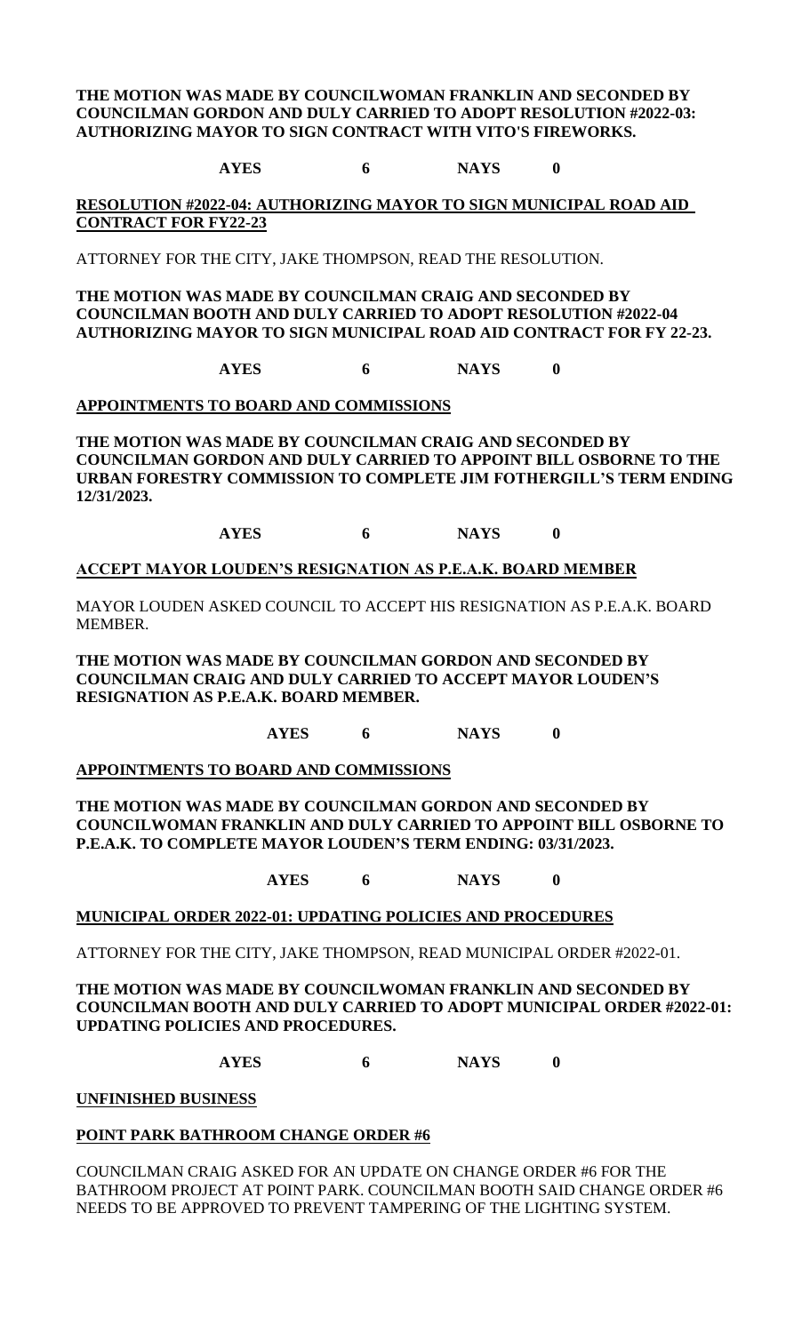**THE MOTION WAS MADE BY COUNCILWOMAN FRANKLIN AND SECONDED BY COUNCILMAN GORDON AND DULY CARRIED TO ADOPT RESOLUTION #2022-03: AUTHORIZING MAYOR TO SIGN CONTRACT WITH VITO'S FIREWORKS.**

**AYES 6 NAYS 0**

**RESOLUTION #2022-04: AUTHORIZING MAYOR TO SIGN MUNICIPAL ROAD AID CONTRACT FOR FY22-23**

ATTORNEY FOR THE CITY, JAKE THOMPSON, READ THE RESOLUTION.

**THE MOTION WAS MADE BY COUNCILMAN CRAIG AND SECONDED BY COUNCILMAN BOOTH AND DULY CARRIED TO ADOPT RESOLUTION #2022-04 AUTHORIZING MAYOR TO SIGN MUNICIPAL ROAD AID CONTRACT FOR FY 22-23.**

**AYES 6 NAYS 0**

**APPOINTMENTS TO BOARD AND COMMISSIONS**

**THE MOTION WAS MADE BY COUNCILMAN CRAIG AND SECONDED BY COUNCILMAN GORDON AND DULY CARRIED TO APPOINT BILL OSBORNE TO THE URBAN FORESTRY COMMISSION TO COMPLETE JIM FOTHERGILL'S TERM ENDING 12/31/2023.**

**AYES 6 NAYS 0**

**ACCEPT MAYOR LOUDEN'S RESIGNATION AS P.E.A.K. BOARD MEMBER**

MAYOR LOUDEN ASKED COUNCIL TO ACCEPT HIS RESIGNATION AS P.E.A.K. BOARD MEMBER.

**THE MOTION WAS MADE BY COUNCILMAN GORDON AND SECONDED BY COUNCILMAN CRAIG AND DULY CARRIED TO ACCEPT MAYOR LOUDEN'S RESIGNATION AS P.E.A.K. BOARD MEMBER.**

**AYES 6 NAYS 0**

**APPOINTMENTS TO BOARD AND COMMISSIONS**

**THE MOTION WAS MADE BY COUNCILMAN GORDON AND SECONDED BY COUNCILWOMAN FRANKLIN AND DULY CARRIED TO APPOINT BILL OSBORNE TO P.E.A.K. TO COMPLETE MAYOR LOUDEN'S TERM ENDING: 03/31/2023.**

**AYES 6 NAYS 0**

**MUNICIPAL ORDER 2022-01: UPDATING POLICIES AND PROCEDURES**

ATTORNEY FOR THE CITY, JAKE THOMPSON, READ MUNICIPAL ORDER #2022-01.

**THE MOTION WAS MADE BY COUNCILWOMAN FRANKLIN AND SECONDED BY COUNCILMAN BOOTH AND DULY CARRIED TO ADOPT MUNICIPAL ORDER #2022-01: UPDATING POLICIES AND PROCEDURES.**

**AYES 6 NAYS 0**

**UNFINISHED BUSINESS**

**POINT PARK BATHROOM CHANGE ORDER #6**

COUNCILMAN CRAIG ASKED FOR AN UPDATE ON CHANGE ORDER #6 FOR THE BATHROOM PROJECT AT POINT PARK. COUNCILMAN BOOTH SAID CHANGE ORDER #6 NEEDS TO BE APPROVED TO PREVENT TAMPERING OF THE LIGHTING SYSTEM.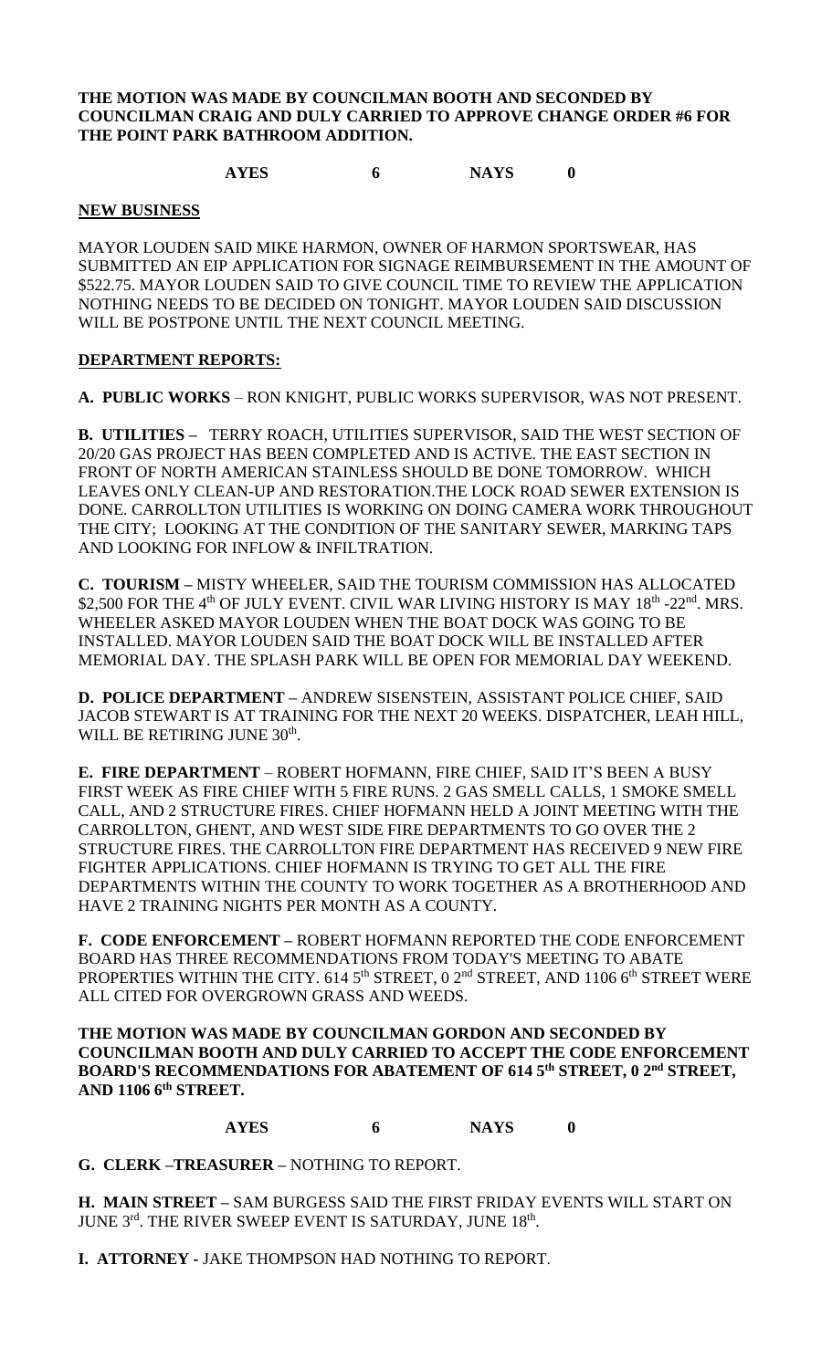**THE MOTION WAS MADE BY COUNCILMAN BOOTH AND SECONDED BY COUNCILMAN CRAIG AND DULY CARRIED TO APPROVE CHANGE ORDER #6 FOR THE POINT PARK BATHROOM ADDITION.**

**AYES 6 NAYS 0**

**NEW BUSINESS**

MAYOR LOUDEN SAID MIKE HARMON, OWNER OF HARMON SPORTSWEAR, HAS SUBMITTED AN EIP APPLICATION FOR SIGNAGE REIMBURSEMENT IN THE AMOUNT OF $522.75. MAYOR LOUDEN SAID TO GIVE COUNCIL TIME TO REVIEW THE APPLICATION NOTHING NEEDS TO BE DECIDED ON TONIGHT. MAYOR LOUDEN SAID DISCUSSION WILL BE POSTPONE UNTIL THE NEXT COUNCIL MEETING.

**DEPARTMENT REPORTS:**

**A. PUBLIC WORKS** – RON KNIGHT, PUBLIC WORKS SUPERVISOR, WAS NOT PRESENT.

**B. UTILITIES –** TERRY ROACH, UTILITIES SUPERVISOR, SAID THE WEST SECTION OF 20/20 GAS PROJECT HAS BEEN COMPLETED AND IS ACTIVE. THE EAST SECTION IN FRONT OF NORTH AMERICAN STAINLESS SHOULD BE DONE TOMORROW. WHICH LEAVES ONLY CLEAN-UP AND RESTORATION.THE LOCK ROAD SEWER EXTENSION IS DONE. CARROLLTON UTILITIES IS WORKING ON DOING CAMERA WORK THROUGHOUT THE CITY; LOOKING AT THE CONDITION OF THE SANITARY SEWER, MARKING TAPS AND LOOKING FOR INFLOW & INFILTRATION.

**C. TOURISM –** MISTY WHEELER, SAID THE TOURISM COMMISSION HAS ALLOCATED $2,500 FOR THE 4th OF JULY EVENT. CIVIL WAR LIVING HISTORY IS MAY 18th -22nd. MRS. WHEELER ASKED MAYOR LOUDEN WHEN THE BOAT DOCK WAS GOING TO BE INSTALLED. MAYOR LOUDEN SAID THE BOAT DOCK WILL BE INSTALLED AFTER MEMORIAL DAY. THE SPLASH PARK WILL BE OPEN FOR MEMORIAL DAY WEEKEND.

**D. POLICE DEPARTMENT –** ANDREW SISENSTEIN, ASSISTANT POLICE CHIEF, SAID JACOB STEWART IS AT TRAINING FOR THE NEXT 20 WEEKS. DISPATCHER, LEAH HILL, WILL BE RETIRING JUNE 30th.

**E. FIRE DEPARTMENT** – ROBERT HOFMANN, FIRE CHIEF, SAID IT'S BEEN A BUSY FIRST WEEK AS FIRE CHIEF WITH 5 FIRE RUNS. 2 GAS SMELL CALLS, 1 SMOKE SMELL CALL, AND 2 STRUCTURE FIRES. CHIEF HOFMANN HELD A JOINT MEETING WITH THE CARROLLTON, GHENT, AND WEST SIDE FIRE DEPARTMENTS TO GO OVER THE 2 STRUCTURE FIRES. THE CARROLLTON FIRE DEPARTMENT HAS RECEIVED 9 NEW FIRE FIGHTER APPLICATIONS. CHIEF HOFMANN IS TRYING TO GET ALL THE FIRE DEPARTMENTS WITHIN THE COUNTY TO WORK TOGETHER AS A BROTHERHOOD AND HAVE 2 TRAINING NIGHTS PER MONTH AS A COUNTY.

**F. CODE ENFORCEMENT –** ROBERT HOFMANN REPORTED THE CODE ENFORCEMENT BOARD HAS THREE RECOMMENDATIONS FROM TODAY'S MEETING TO ABATE PROPERTIES WITHIN THE CITY. 614 5th STREET, 0 2nd STREET, AND 1106 6th STREET WERE ALL CITED FOR OVERGROWN GRASS AND WEEDS.

**THE MOTION WAS MADE BY COUNCILMAN GORDON AND SECONDED BY COUNCILMAN BOOTH AND DULY CARRIED TO ACCEPT THE CODE ENFORCEMENT BOARD'S RECOMMENDATIONS FOR ABATEMENT OF 614 5th STREET, 0 2nd STREET, AND 1106 6th STREET.**

**AYES 6 NAYS 0**

**G. CLERK –TREASURER –** NOTHING TO REPORT.

**H. MAIN STREET –** SAM BURGESS SAID THE FIRST FRIDAY EVENTS WILL START ON JUNE 3rd. THE RIVER SWEEP EVENT IS SATURDAY, JUNE 18th.

**I. ATTORNEY -** JAKE THOMPSON HAD NOTHING TO REPORT.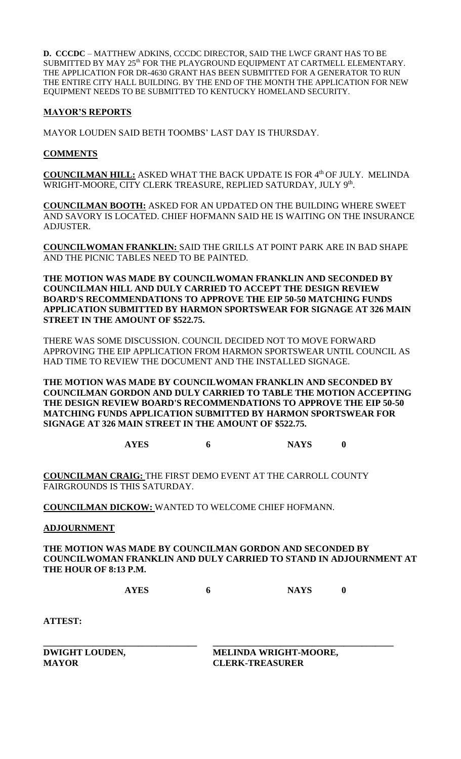**D. CCCDC** – MATTHEW ADKINS, CCCDC DIRECTOR, SAID THE LWCF GRANT HAS TO BE SUBMITTED BY MAY 25th FOR THE PLAYGROUND EQUIPMENT AT CARTMELL ELEMENTARY. THE APPLICATION FOR DR-4630 GRANT HAS BEEN SUBMITTED FOR A GENERATOR TO RUN THE ENTIRE CITY HALL BUILDING. BY THE END OF THE MONTH THE APPLICATION FOR NEW EQUIPMENT NEEDS TO BE SUBMITTED TO KENTUCKY HOMELAND SECURITY.

**MAYOR'S REPORTS**

MAYOR LOUDEN SAID BETH TOOMBS' LAST DAY IS THURSDAY.

**COMMENTS**

**COUNCILMAN HILL:** ASKED WHAT THE BACK UPDATE IS FOR 4th OF JULY. MELINDA WRIGHT-MOORE, CITY CLERK TREASURE, REPLIED SATURDAY, JULY 9th.

**COUNCILMAN BOOTH:** ASKED FOR AN UPDATED ON THE BUILDING WHERE SWEET AND SAVORY IS LOCATED. CHIEF HOFMANN SAID HE IS WAITING ON THE INSURANCE ADJUSTER.

**COUNCILWOMAN FRANKLIN:** SAID THE GRILLS AT POINT PARK ARE IN BAD SHAPE AND THE PICNIC TABLES NEED TO BE PAINTED.

**THE MOTION WAS MADE BY COUNCILWOMAN FRANKLIN AND SECONDED BY COUNCILMAN HILL AND DULY CARRIED TO ACCEPT THE DESIGN REVIEW BOARD'S RECOMMENDATIONS TO APPROVE THE EIP 50-50 MATCHING FUNDS APPLICATION SUBMITTED BY HARMON SPORTSWEAR FOR SIGNAGE AT 326 MAIN STREET IN THE AMOUNT OF $522.75.**

THERE WAS SOME DISCUSSION. COUNCIL DECIDED NOT TO MOVE FORWARD APPROVING THE EIP APPLICATION FROM HARMON SPORTSWEAR UNTIL COUNCIL AS HAD TIME TO REVIEW THE DOCUMENT AND THE INSTALLED SIGNAGE.

**THE MOTION WAS MADE BY COUNCILWOMAN FRANKLIN AND SECONDED BY COUNCILMAN GORDON AND DULY CARRIED TO TABLE THE MOTION ACCEPTING THE DESIGN REVIEW BOARD'S RECOMMENDATIONS TO APPROVE THE EIP 50-50 MATCHING FUNDS APPLICATION SUBMITTED BY HARMON SPORTSWEAR FOR SIGNAGE AT 326 MAIN STREET IN THE AMOUNT OF $522.75.**

**AYES 6 NAYS 0**

**COUNCILMAN CRAIG:** THE FIRST DEMO EVENT AT THE CARROLL COUNTY FAIRGROUNDS IS THIS SATURDAY.

**COUNCILMAN DICKOW:** WANTED TO WELCOME CHIEF HOFMANN.

**ADJOURNMENT**

**THE MOTION WAS MADE BY COUNCILMAN GORDON AND SECONDED BY COUNCILWOMAN FRANKLIN AND DULY CARRIED TO STAND IN ADJOURNMENT AT THE HOUR OF 8:13 P.M.**

**AYES 6 NAYS 0**

**ATTEST:**

| | |
|---|---|
| \_\_\_\_\_\_\_\_\_\_\_\_\_\_\_\_\_\_\_\_\_\_\_\_\_\_\_\_\_\_ | \_\_\_\_\_\_\_\_\_\_\_\_\_\_\_\_\_\_\_\_\_\_\_\_\_\_\_\_\_\_ |
| **DWIGHT LOUDEN,** | **MELINDA WRIGHT-MOORE,** |
| **MAYOR** | **CLERK-TREASURER** |